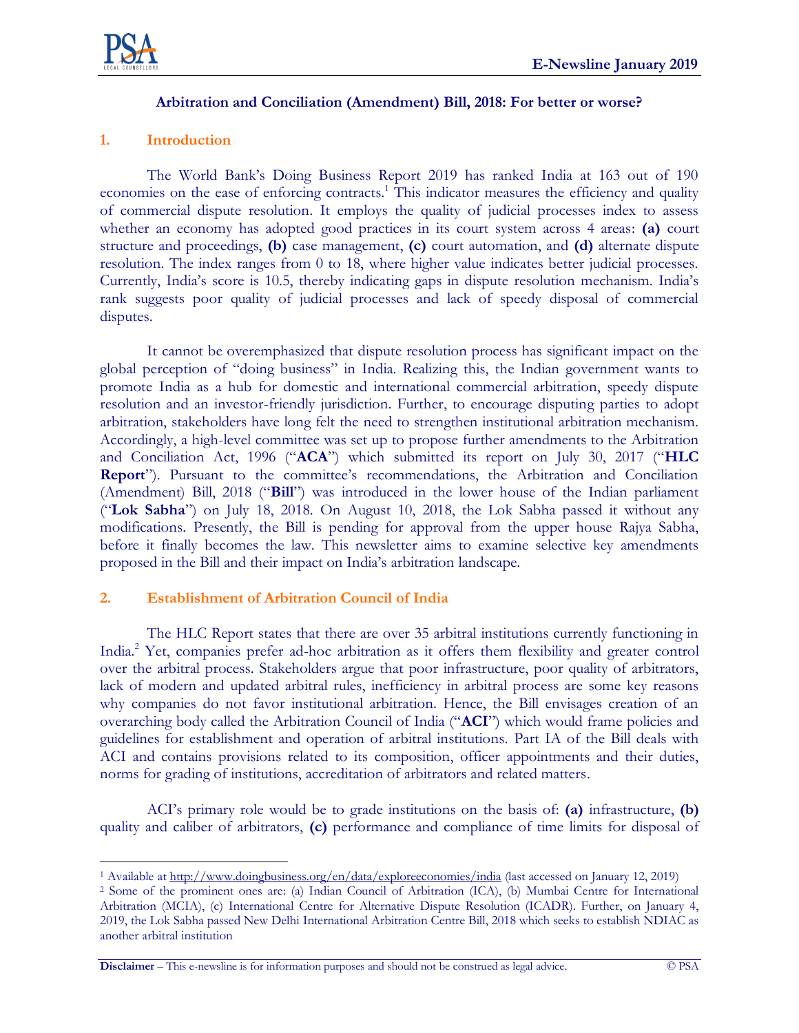**Arbitration and Conciliation (Amendment) Bill, 2018: For better or worse?**

## 1. Introduction

The World Bank's Doing Business Report 2019 has ranked India at 163 out of 190 economies on the ease of enforcing contracts.[1] This indicator measures the efficiency and quality of commercial dispute resolution. It employs the quality of judicial processes index to assess whether an economy has adopted good practices in its court system across 4 areas: **(a)** court structure and proceedings, **(b)** case management, **(c)** court automation, and **(d)** alternate dispute resolution. The index ranges from 0 to 18, where higher value indicates better judicial processes. Currently, India's score is 10.5, thereby indicating gaps in dispute resolution mechanism. India's rank suggests poor quality of judicial processes and lack of speedy disposal of commercial disputes.

It cannot be overemphasized that dispute resolution process has significant impact on the global perception of "doing business" in India. Realizing this, the Indian government wants to promote India as a hub for domestic and international commercial arbitration, speedy dispute resolution and an investor-friendly jurisdiction. Further, to encourage disputing parties to adopt arbitration, stakeholders have long felt the need to strengthen institutional arbitration mechanism. Accordingly, a high-level committee was set up to propose further amendments to the Arbitration and Conciliation Act, 1996 ("**ACA**") which submitted its report on July 30, 2017 ("**HLC Report**"). Pursuant to the committee's recommendations, the Arbitration and Conciliation (Amendment) Bill, 2018 ("**Bill**") was introduced in the lower house of the Indian parliament ("**Lok Sabha**") on July 18, 2018. On August 10, 2018, the Lok Sabha passed it without any modifications. Presently, the Bill is pending for approval from the upper house Rajya Sabha, before it finally becomes the law. This newsletter aims to examine selective key amendments proposed in the Bill and their impact on India's arbitration landscape.

## 2. Establishment of Arbitration Council of India

The HLC Report states that there are over 35 arbitral institutions currently functioning in India.[2] Yet, companies prefer ad-hoc arbitration as it offers them flexibility and greater control over the arbitral process. Stakeholders argue that poor infrastructure, poor quality of arbitrators, lack of modern and updated arbitral rules, inefficiency in arbitral process are some key reasons why companies do not favor institutional arbitration. Hence, the Bill envisages creation of an overarching body called the Arbitration Council of India ("**ACI**") which would frame policies and guidelines for establishment and operation of arbitral institutions. Part IA of the Bill deals with ACI and contains provisions related to its composition, officer appointments and their duties, norms for grading of institutions, accreditation of arbitrators and related matters.

ACI's primary role would be to grade institutions on the basis of: **(a)** infrastructure, **(b)** quality and caliber of arbitrators, **(c)** performance and compliance of time limits for disposal of

---

[1] Available at http://www.doingbusiness.org/en/data/exploreeconomies/india (last accessed on January 12, 2019)

[2] Some of the prominent ones are: (a) Indian Council of Arbitration (ICA), (b) Mumbai Centre for International Arbitration (MCIA), (c) International Centre for Alternative Dispute Resolution (ICADR). Further, on January 4, 2019, the Lok Sabha passed New Delhi International Arbitration Centre Bill, 2018 which seeks to establish NDIAC as another arbitral institution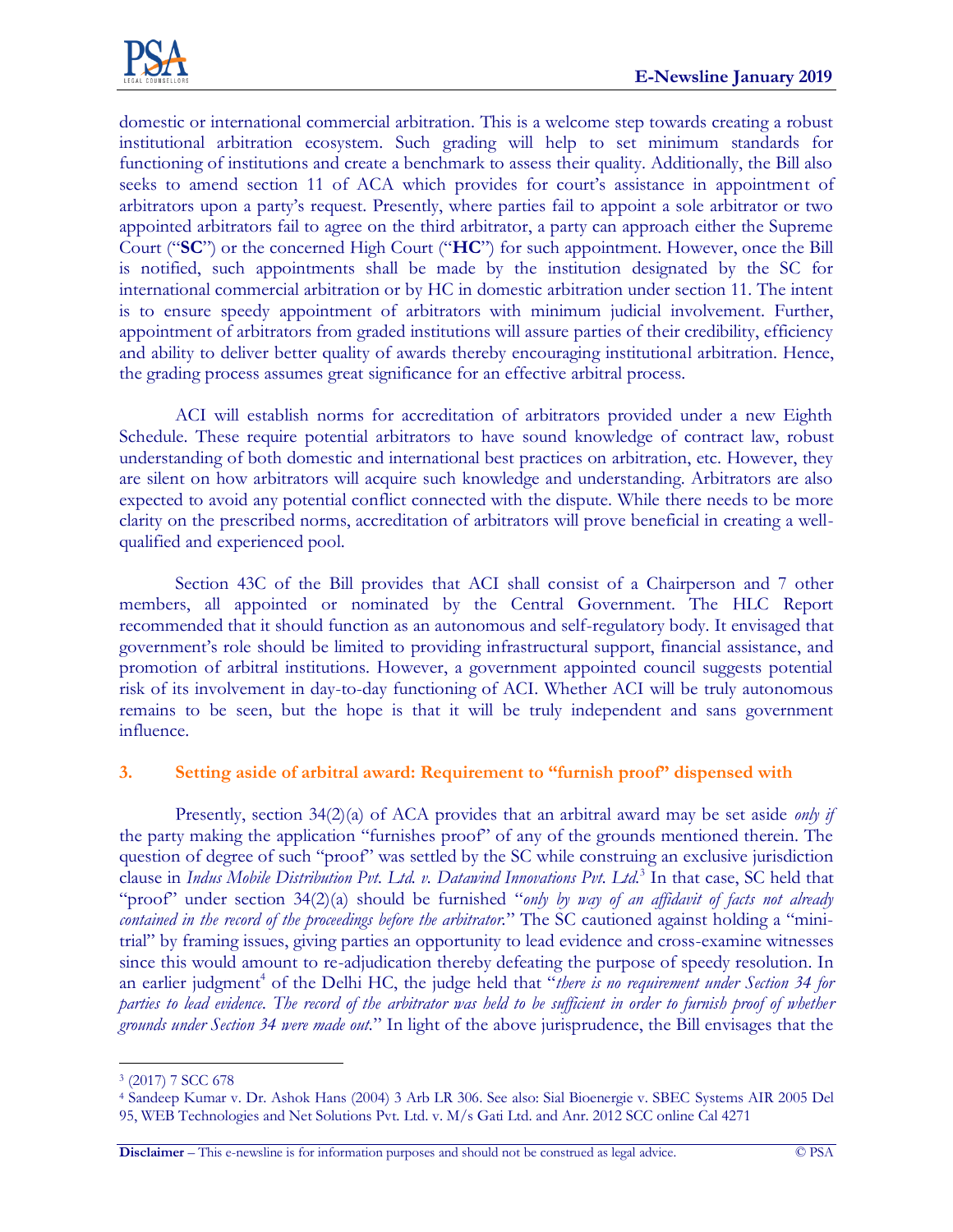domestic or international commercial arbitration. This is a welcome step towards creating a robust institutional arbitration ecosystem. Such grading will help to set minimum standards for functioning of institutions and create a benchmark to assess their quality. Additionally, the Bill also seeks to amend section 11 of ACA which provides for court's assistance in appointment of arbitrators upon a party's request. Presently, where parties fail to appoint a sole arbitrator or two appointed arbitrators fail to agree on the third arbitrator, a party can approach either the Supreme Court ("**SC**") or the concerned High Court ("**HC**") for such appointment. However, once the Bill is notified, such appointments shall be made by the institution designated by the SC for international commercial arbitration or by HC in domestic arbitration under section 11. The intent is to ensure speedy appointment of arbitrators with minimum judicial involvement. Further, appointment of arbitrators from graded institutions will assure parties of their credibility, efficiency and ability to deliver better quality of awards thereby encouraging institutional arbitration. Hence, the grading process assumes great significance for an effective arbitral process.

ACI will establish norms for accreditation of arbitrators provided under a new Eighth Schedule. These require potential arbitrators to have sound knowledge of contract law, robust understanding of both domestic and international best practices on arbitration, etc. However, they are silent on how arbitrators will acquire such knowledge and understanding. Arbitrators are also expected to avoid any potential conflict connected with the dispute. While there needs to be more clarity on the prescribed norms, accreditation of arbitrators will prove beneficial in creating a well-qualified and experienced pool.

Section 43C of the Bill provides that ACI shall consist of a Chairperson and 7 other members, all appointed or nominated by the Central Government. The HLC Report recommended that it should function as an autonomous and self-regulatory body. It envisaged that government's role should be limited to providing infrastructural support, financial assistance, and promotion of arbitral institutions. However, a government appointed council suggests potential risk of its involvement in day-to-day functioning of ACI. Whether ACI will be truly autonomous remains to be seen, but the hope is that it will be truly independent and sans government influence.

### 3. Setting aside of arbitral award: Requirement to "furnish proof" dispensed with

Presently, section 34(2)(a) of ACA provides that an arbitral award may be set aside *only if* the party making the application "furnishes proof" of any of the grounds mentioned therein. The question of degree of such "proof" was settled by the SC while construing an exclusive jurisdiction clause in *Indus Mobile Distribution Pvt. Ltd. v. Datawind Innovations Pvt. Ltd.*[3] In that case, SC held that "proof" under section 34(2)(a) should be furnished "*only by way of an affidavit of facts not already contained in the record of the proceedings before the arbitrator.*" The SC cautioned against holding a "mini-trial" by framing issues, giving parties an opportunity to lead evidence and cross-examine witnesses since this would amount to re-adjudication thereby defeating the purpose of speedy resolution. In an earlier judgment[4] of the Delhi HC, the judge held that "*there is no requirement under Section 34 for parties to lead evidence. The record of the arbitrator was held to be sufficient in order to furnish proof of whether grounds under Section 34 were made out.*" In light of the above jurisprudence, the Bill envisages that the

---

[3] (2017) 7 SCC 678

[4] Sandeep Kumar v. Dr. Ashok Hans (2004) 3 Arb LR 306. See also: Sial Bioenergie v. SBEC Systems AIR 2005 Del 95, WEB Technologies and Net Solutions Pvt. Ltd. v. M/s Gati Ltd. and Anr. 2012 SCC online Cal 4271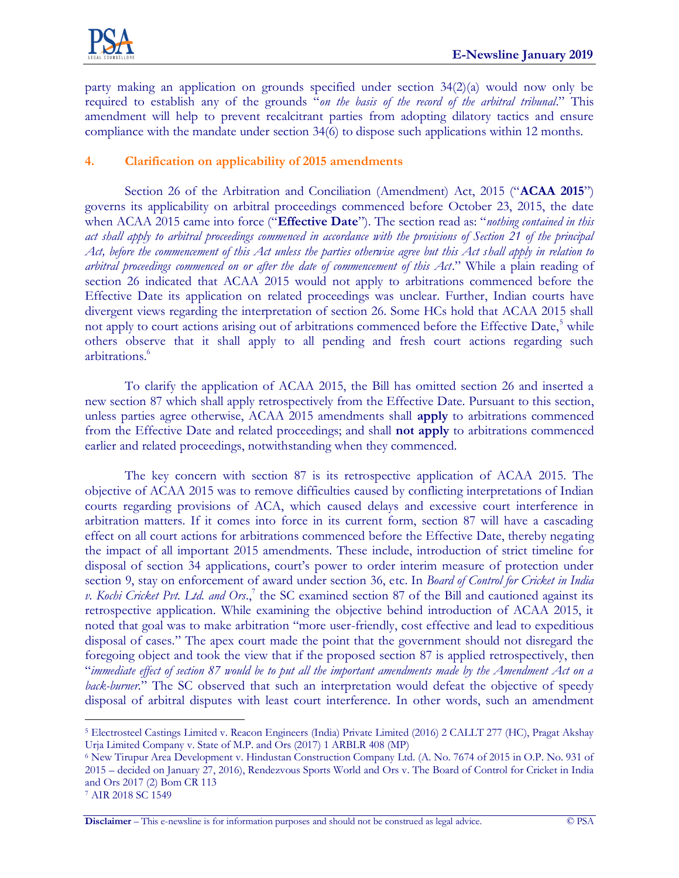party making an application on grounds specified under section 34(2)(a) would now only be required to establish any of the grounds "*on the basis of the record of the arbitral tribunal*." This amendment will help to prevent recalcitrant parties from adopting dilatory tactics and ensure compliance with the mandate under section 34(6) to dispose such applications within 12 months.

## 4. Clarification on applicability of 2015 amendments

Section 26 of the Arbitration and Conciliation (Amendment) Act, 2015 ("**ACAA 2015**") governs its applicability on arbitral proceedings commenced before October 23, 2015, the date when ACAA 2015 came into force ("**Effective Date**"). The section read as: "*nothing contained in this act shall apply to arbitral proceedings commenced in accordance with the provisions of Section 21 of the principal Act, before the commencement of this Act unless the parties otherwise agree but this Act shall apply in relation to arbitral proceedings commenced on or after the date of commencement of this Act*." While a plain reading of section 26 indicated that ACAA 2015 would not apply to arbitrations commenced before the Effective Date its application on related proceedings was unclear. Further, Indian courts have divergent views regarding the interpretation of section 26. Some HCs hold that ACAA 2015 shall not apply to court actions arising out of arbitrations commenced before the Effective Date,[5] while others observe that it shall apply to all pending and fresh court actions regarding such arbitrations.[6]

To clarify the application of ACAA 2015, the Bill has omitted section 26 and inserted a new section 87 which shall apply retrospectively from the Effective Date. Pursuant to this section, unless parties agree otherwise, ACAA 2015 amendments shall **apply** to arbitrations commenced from the Effective Date and related proceedings; and shall **not apply** to arbitrations commenced earlier and related proceedings, notwithstanding when they commenced.

The key concern with section 87 is its retrospective application of ACAA 2015. The objective of ACAA 2015 was to remove difficulties caused by conflicting interpretations of Indian courts regarding provisions of ACA, which caused delays and excessive court interference in arbitration matters. If it comes into force in its current form, section 87 will have a cascading effect on all court actions for arbitrations commenced before the Effective Date, thereby negating the impact of all important 2015 amendments. These include, introduction of strict timeline for disposal of section 34 applications, court's power to order interim measure of protection under section 9, stay on enforcement of award under section 36, etc. In *Board of Control for Cricket in India v. Kochi Cricket Pvt. Ltd. and Ors*.,[7] the SC examined section 87 of the Bill and cautioned against its retrospective application. While examining the objective behind introduction of ACAA 2015, it noted that goal was to make arbitration "more user-friendly, cost effective and lead to expeditious disposal of cases." The apex court made the point that the government should not disregard the foregoing object and took the view that if the proposed section 87 is applied retrospectively, then "*immediate effect of section 87 would be to put all the important amendments made by the Amendment Act on a back-burner*." The SC observed that such an interpretation would defeat the objective of speedy disposal of arbitral disputes with least court interference. In other words, such an amendment

---

[5] Electrosteel Castings Limited v. Reacon Engineers (India) Private Limited (2016) 2 CALLT 277 (HC), Pragat Akshay Urja Limited Company v. State of M.P. and Ors (2017) 1 ARBLR 408 (MP)

[6] New Tirupur Area Development v. Hindustan Construction Company Ltd. (A. No. 7674 of 2015 in O.P. No. 931 of 2015 – decided on January 27, 2016), Rendezvous Sports World and Ors v. The Board of Control for Cricket in India and Ors 2017 (2) Bom CR 113

[7] AIR 2018 SC 1549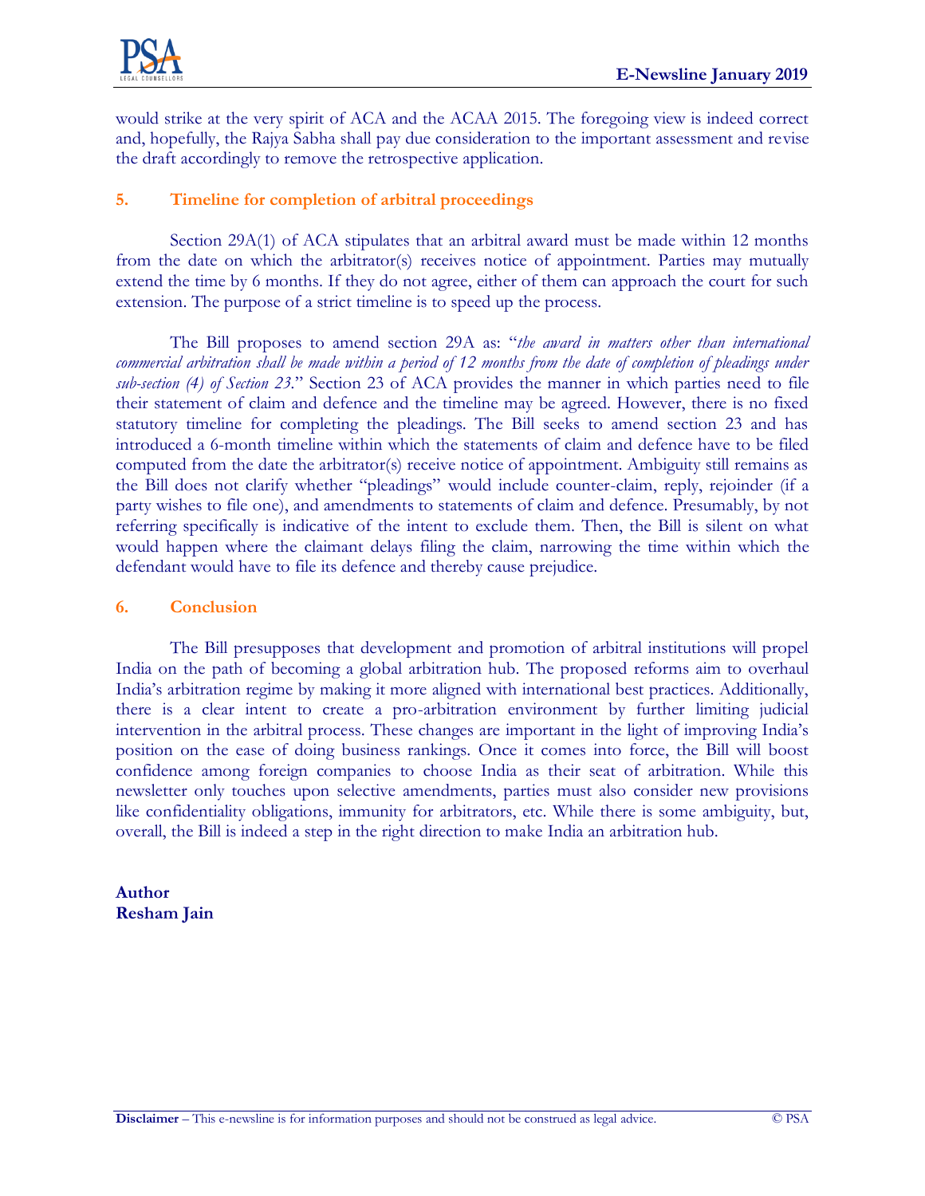would strike at the very spirit of ACA and the ACAA 2015. The foregoing view is indeed correct and, hopefully, the Rajya Sabha shall pay due consideration to the important assessment and revise the draft accordingly to remove the retrospective application.

## 5. Timeline for completion of arbitral proceedings

Section 29A(1) of ACA stipulates that an arbitral award must be made within 12 months from the date on which the arbitrator(s) receives notice of appointment. Parties may mutually extend the time by 6 months. If they do not agree, either of them can approach the court for such extension. The purpose of a strict timeline is to speed up the process.

The Bill proposes to amend section 29A as: "*the award in matters other than international commercial arbitration shall be made within a period of 12 months from the date of completion of pleadings under sub-section (4) of Section 23.*" Section 23 of ACA provides the manner in which parties need to file their statement of claim and defence and the timeline may be agreed. However, there is no fixed statutory timeline for completing the pleadings. The Bill seeks to amend section 23 and has introduced a 6-month timeline within which the statements of claim and defence have to be filed computed from the date the arbitrator(s) receive notice of appointment. Ambiguity still remains as the Bill does not clarify whether "pleadings" would include counter-claim, reply, rejoinder (if a party wishes to file one), and amendments to statements of claim and defence. Presumably, by not referring specifically is indicative of the intent to exclude them. Then, the Bill is silent on what would happen where the claimant delays filing the claim, narrowing the time within which the defendant would have to file its defence and thereby cause prejudice.

## 6. Conclusion

The Bill presupposes that development and promotion of arbitral institutions will propel India on the path of becoming a global arbitration hub. The proposed reforms aim to overhaul India's arbitration regime by making it more aligned with international best practices. Additionally, there is a clear intent to create a pro-arbitration environment by further limiting judicial intervention in the arbitral process. These changes are important in the light of improving India's position on the ease of doing business rankings. Once it comes into force, the Bill will boost confidence among foreign companies to choose India as their seat of arbitration. While this newsletter only touches upon selective amendments, parties must also consider new provisions like confidentiality obligations, immunity for arbitrators, etc. While there is some ambiguity, but, overall, the Bill is indeed a step in the right direction to make India an arbitration hub.

**Author**
**Resham Jain**

**Disclaimer** – This e-newsline is for information purposes and should not be construed as legal advice. © PSA